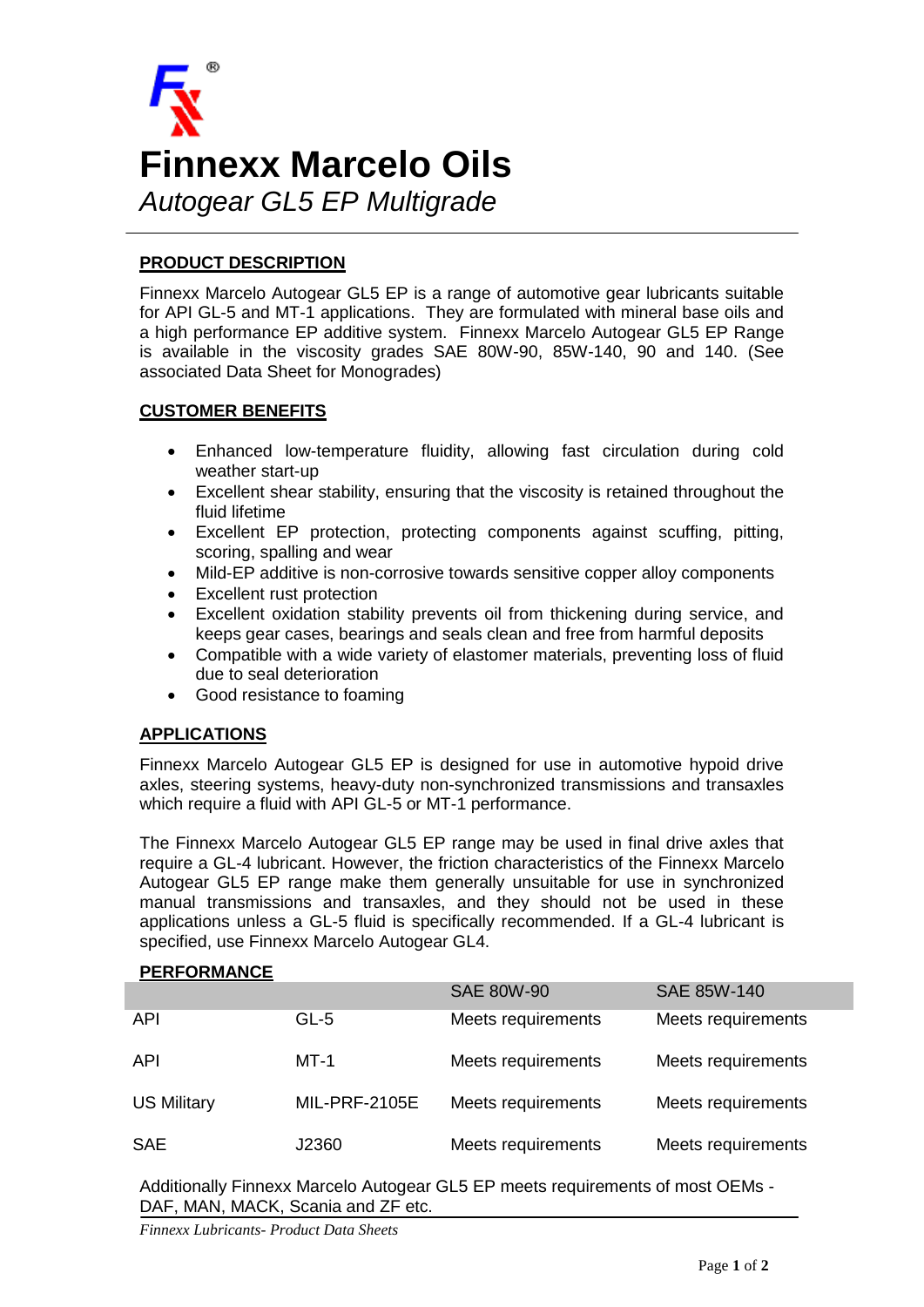# Finnexx Marcelo Oils

*Autogear GL5 EP Multigrade*

## PRODUCT DESCRIPTION

Finnexx Marcelo Autogear GL5 EP is a range of automotive gear lubricants suitable for API GL-5 and MT-1 applications. They are formulated with mineral base oils and a high performance EP additive system. Finnexx Marcelo Autogear GL5 EP Range is available in the viscosity grades SAE 80W-90, 85W-140, 90 and 140. (See associated Data Sheet for Monogrades)

## CUSTOMER BENEFITS

- Enhanced low-temperature fluidity, allowing fast circulation during cold weather start-up
- Excellent shear stability, ensuring that the viscosity is retained throughout the fluid lifetime
- Excellent EP protection, protecting components against scuffing, pitting, scoring, spalling and wear
- Mild-EP additive is non-corrosive towards sensitive copper alloy components
- Excellent rust protection
- Excellent oxidation stability prevents oil from thickening during service, and keeps gear cases, bearings and seals clean and free from harmful deposits
- Compatible with a wide variety of elastomer materials, preventing loss of fluid due to seal deterioration
- Good resistance to foaming

## APPLICATIONS

Finnexx Marcelo Autogear GL5 EP is designed for use in automotive hypoid drive axles, steering systems, heavy-duty non-synchronized transmissions and transaxles which require a fluid with API GL-5 or MT-1 performance.

The Finnexx Marcelo Autogear GL5 EP range may be used in final drive axles that require a GL-4 lubricant. However, the friction characteristics of the Finnexx Marcelo Autogear GL5 EP range make them generally unsuitable for use in synchronized manual transmissions and transaxles, and they should not be used in these applications unless a GL-5 fluid is specifically recommended. If a GL-4 lubricant is specified, use Finnexx Marcelo Autogear GL4.

## PERFORMANCE

| | | SAE 80W-90 | SAE 85W-140 |
|---|---|---|---|
| API | GL-5 | Meets requirements | Meets requirements |
| API | MT-1 | Meets requirements | Meets requirements |
| US Military | MIL-PRF-2105E | Meets requirements | Meets requirements |
| SAE | J2360 | Meets requirements | Meets requirements |

Additionally Finnexx Marcelo Autogear GL5 EP meets requirements of most OEMs - DAF, MAN, MACK, Scania and ZF etc.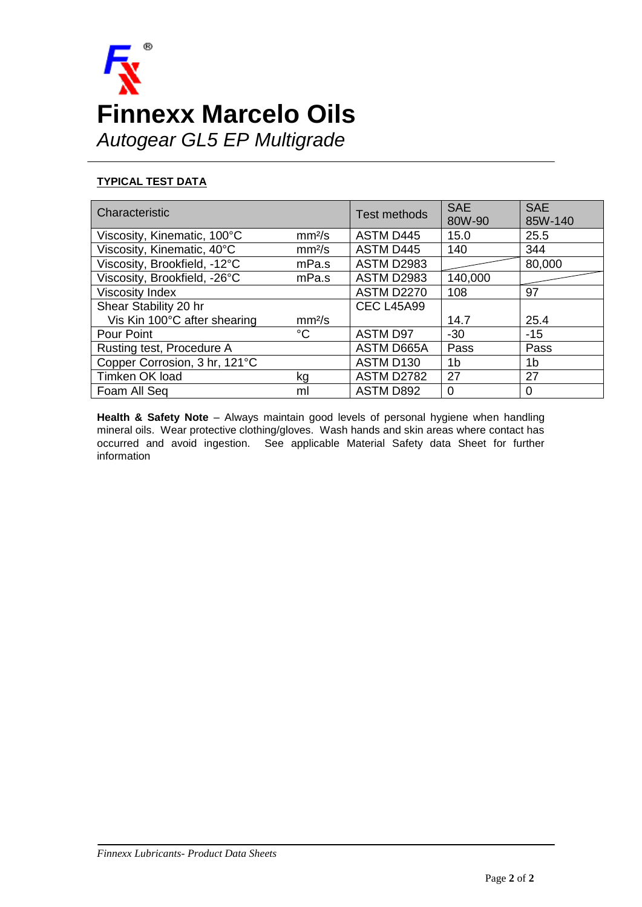# Finnexx Marcelo Oils

*Autogear GL5 EP Multigrade*

**TYPICAL TEST DATA**

| Characteristic | | Test methods | SAE 80W-90 | SAE 85W-140 |
|---|---|---|---|---|
| Viscosity, Kinematic, 100°C | mm²/s | ASTM D445 | 15.0 | 25.5 |
| Viscosity, Kinematic, 40°C | mm²/s | ASTM D445 | 140 | 344 |
| Viscosity, Brookfield, -12°C | mPa.s | ASTM D2983 | | 80,000 |
| Viscosity, Brookfield, -26°C | mPa.s | ASTM D2983 | 140,000 | |
| Viscosity Index | | ASTM D2270 | 108 | 97 |
| Shear Stability 20 hr<br>Vis Kin 100°C after shearing | mm²/s | CEC L45A99 | 14.7 | 25.4 |
| Pour Point | °C | ASTM D97 | -30 | -15 |
| Rusting test, Procedure A | | ASTM D665A | Pass | Pass |
| Copper Corrosion, 3 hr, 121°C | | ASTM D130 | 1b | 1b |
| Timken OK load | kg | ASTM D2782 | 27 | 27 |
| Foam All Seq | ml | ASTM D892 | 0 | 0 |

**Health & Safety Note** – Always maintain good levels of personal hygiene when handling mineral oils. Wear protective clothing/gloves. Wash hands and skin areas where contact has occurred and avoid ingestion. See applicable Material Safety data Sheet for further information